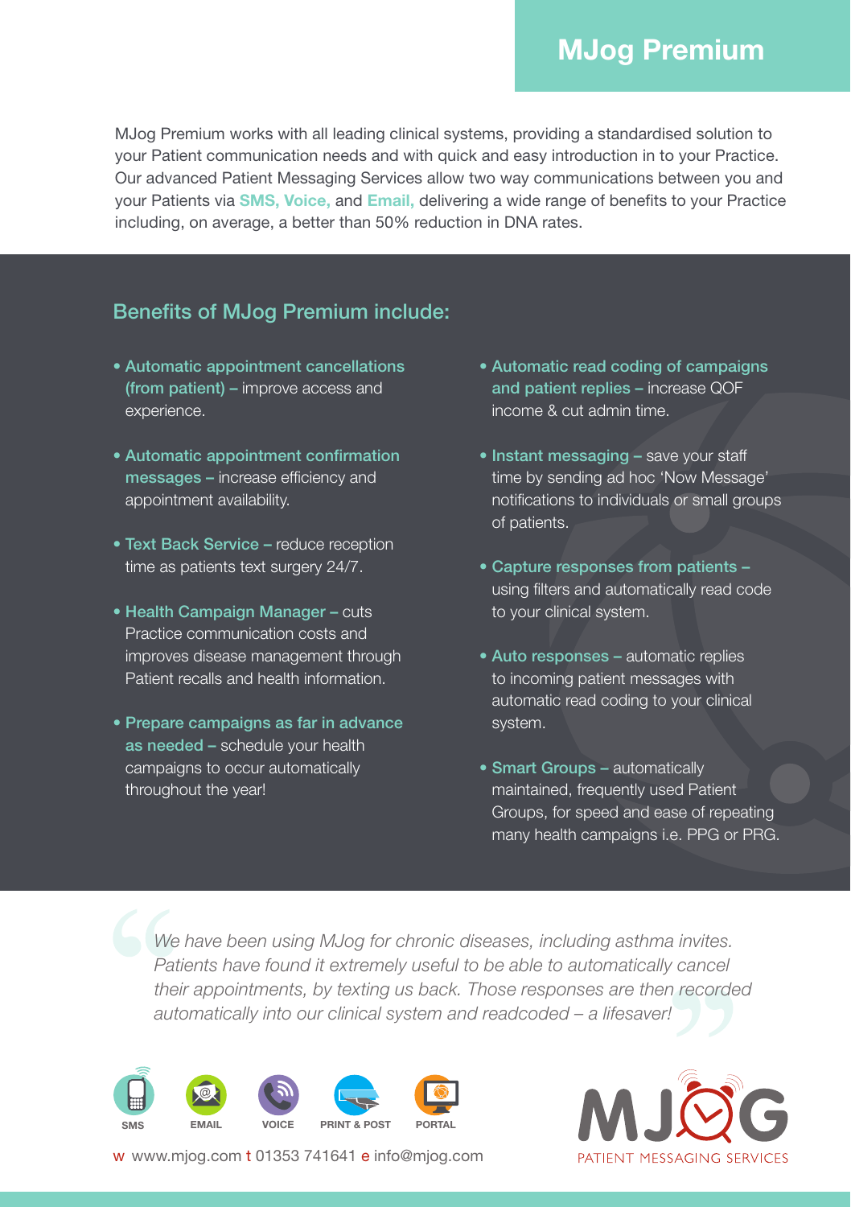# MJog Premium

MJog Premium works with all leading clinical systems, providing a standardised solution to your Patient communication needs and with quick and easy introduction in to your Practice. Our advanced Patient Messaging Services allow two way communications between you and your Patients via **SMS, Voice,** and **Email,** delivering a wide range of benefits to your Practice including, on average, a better than 50% reduction in DNA rates.

## Benefits of MJog Premium include:

- **Automatic appointment cancellations (from patient) –** improve access and experience.
- **Automatic appointment confirmation messages –** increase efficiency and appointment availability.
- **Text Back Service –** reduce reception time as patients text surgery 24/7.
- **Health Campaign Manager –** cuts Practice communication costs and improves disease management through Patient recalls and health information.
- **Prepare campaigns as far in advance as needed –** schedule your health campaigns to occur automatically throughout the year!
- **Automatic read coding of campaigns and patient replies –** increase QOF income & cut admin time.
- **Instant messaging –** save your staff time by sending ad hoc 'Now Message' notifications to individuals or small groups of patients.
- **Capture responses from patients –** using filters and automatically read code to your clinical system.
- **Auto responses –** automatic replies to incoming patient messages with automatic read coding to your clinical system.
- **Smart Groups –** automatically maintained, frequently used Patient Groups, for speed and ease of repeating many health campaigns i.e. PPG or PRG.

> *We have been using MJog for chronic diseases, including asthma invites. Patients have found it extremely useful to be able to automatically cancel their appointments, by texting us back. Those responses are then recorded automatically into our clinical system and readcoded – a lifesaver!*

SMS · EMAIL · VOICE · PRINT & POST · PORTAL

w www.mjog.com t 01353 741641 e info@mjog.com

MJOG PATIENT MESSAGING SERVICES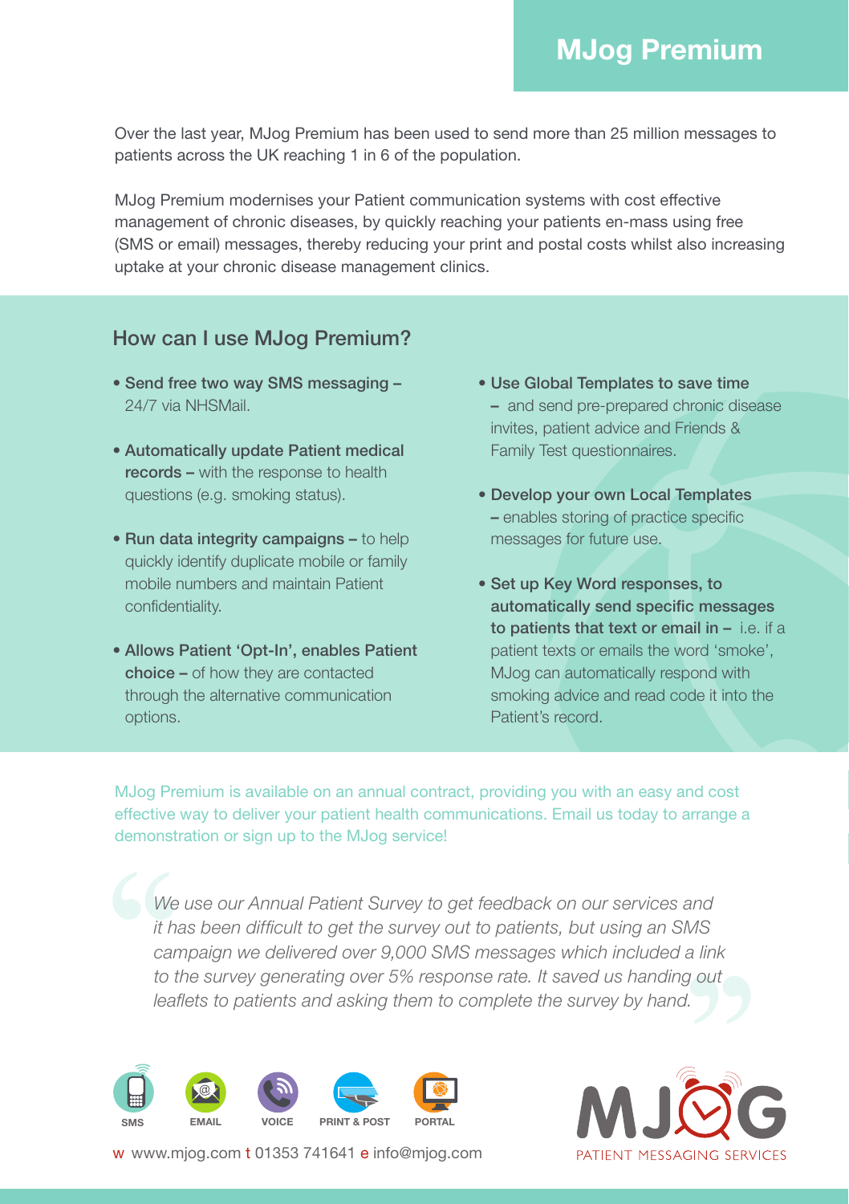# MJog Premium

Over the last year, MJog Premium has been used to send more than 25 million messages to patients across the UK reaching 1 in 6 of the population.

MJog Premium modernises your Patient communication systems with cost effective management of chronic diseases, by quickly reaching your patients en-mass using free (SMS or email) messages, thereby reducing your print and postal costs whilst also increasing uptake at your chronic disease management clinics.

## How can I use MJog Premium?

- **Send free two way SMS messaging –** 24/7 via NHSMail.
- **Automatically update Patient medical records –** with the response to health questions (e.g. smoking status).
- **Run data integrity campaigns –** to help quickly identify duplicate mobile or family mobile numbers and maintain Patient confidentiality.
- **Allows Patient 'Opt-In', enables Patient choice –** of how they are contacted through the alternative communication options.
- **Use Global Templates to save time –** and send pre-prepared chronic disease invites, patient advice and Friends & Family Test questionnaires.
- **Develop your own Local Templates –** enables storing of practice specific messages for future use.
- **Set up Key Word responses, to automatically send specific messages to patients that text or email in –** i.e. if a patient texts or emails the word 'smoke', MJog can automatically respond with smoking advice and read code it into the Patient's record.

MJog Premium is available on an annual contract, providing you with an easy and cost effective way to deliver your patient health communications. Email us today to arrange a demonstration or sign up to the MJog service!

> *We use our Annual Patient Survey to get feedback on our services and it has been difficult to get the survey out to patients, but using an SMS campaign we delivered over 9,000 SMS messages which included a link to the survey generating over 5% response rate. It saved us handing out leaflets to patients and asking them to complete the survey by hand.*

SMS EMAIL VOICE PRINT & POST PORTAL

w www.mjog.com t 01353 741641 e info@mjog.com

MJOG
PATIENT MESSAGING SERVICES